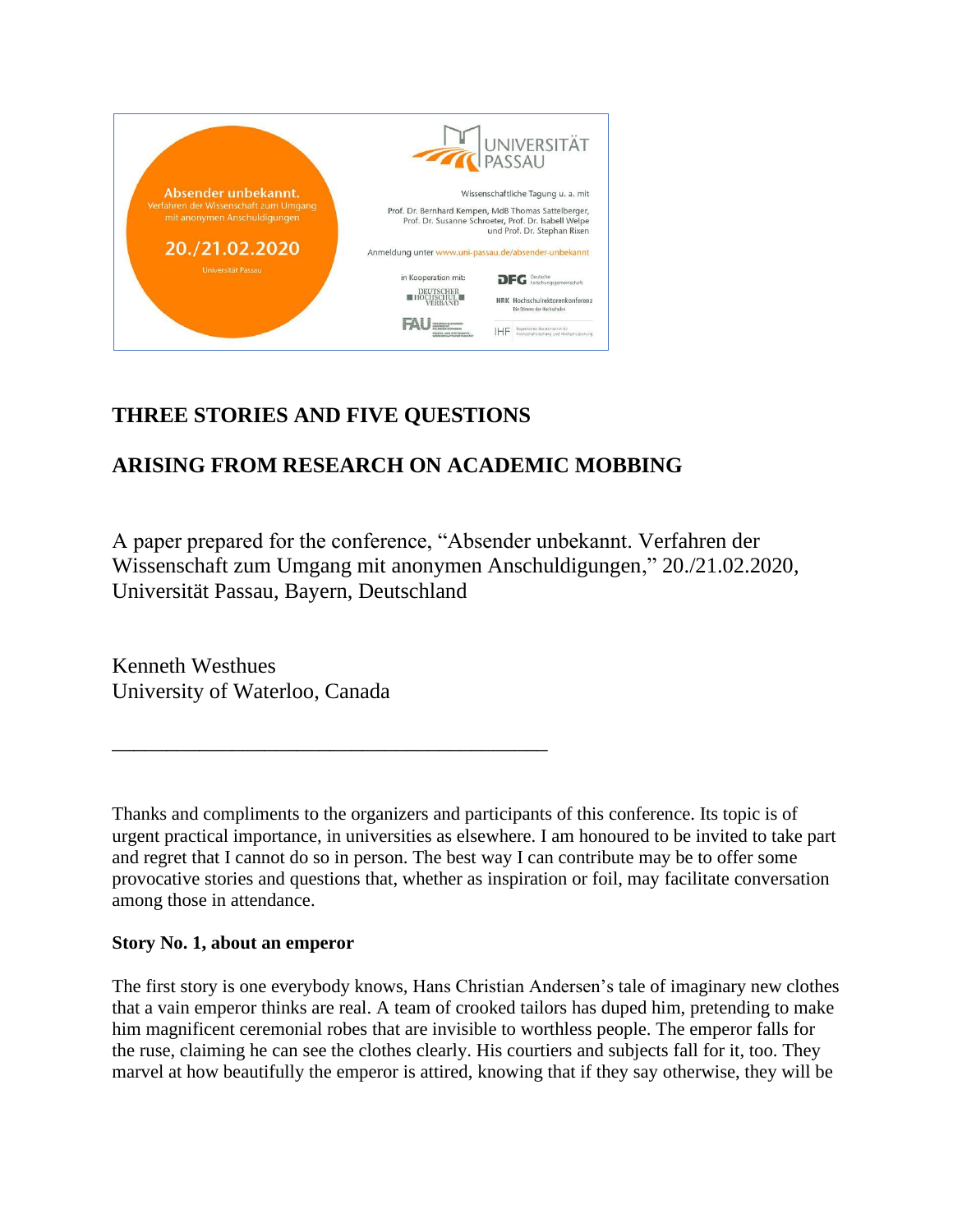Absender unbekannt.
Verfahren der Wissenschaft zum Umgang mit anonymen Anschuldigungen

20./21.02.2020

Universität Passau

UNIVERSITÄT PASSAU

Wissenschaftliche Tagung u. a. mit

Prof. Dr. Bernhard Kempen, MdB Thomas Sattelberger, Prof. Dr. Susanne Schroeter, Prof. Dr. Isabell Welpe und Prof. Dr. Stephan Rixen

Anmeldung unter www.uni-passau.de/absender-unbekannt

in Kooperation mit: DFG Deutsche Forschungsgemeinschaft, Deutscher Hochschulverband, HRK Hochschulrektorenkonferenz Die Stimme der Hochschulen, FAU, IHF

## THREE STORIES AND FIVE QUESTIONS

## ARISING FROM RESEARCH ON ACADEMIC MOBBING

A paper prepared for the conference, "Absender unbekannt. Verfahren der Wissenschaft zum Umgang mit anonymen Anschuldigungen," 20./21.02.2020, Universität Passau, Bayern, Deutschland

Kenneth Westhues
University of Waterloo, Canada

---

Thanks and compliments to the organizers and participants of this conference. Its topic is of urgent practical importance, in universities as elsewhere. I am honoured to be invited to take part and regret that I cannot do so in person. The best way I can contribute may be to offer some provocative stories and questions that, whether as inspiration or foil, may facilitate conversation among those in attendance.

**Story No. 1, about an emperor**

The first story is one everybody knows, Hans Christian Andersen's tale of imaginary new clothes that a vain emperor thinks are real. A team of crooked tailors has duped him, pretending to make him magnificent ceremonial robes that are invisible to worthless people. The emperor falls for the ruse, claiming he can see the clothes clearly. His courtiers and subjects fall for it, too. They marvel at how beautifully the emperor is attired, knowing that if they say otherwise, they will be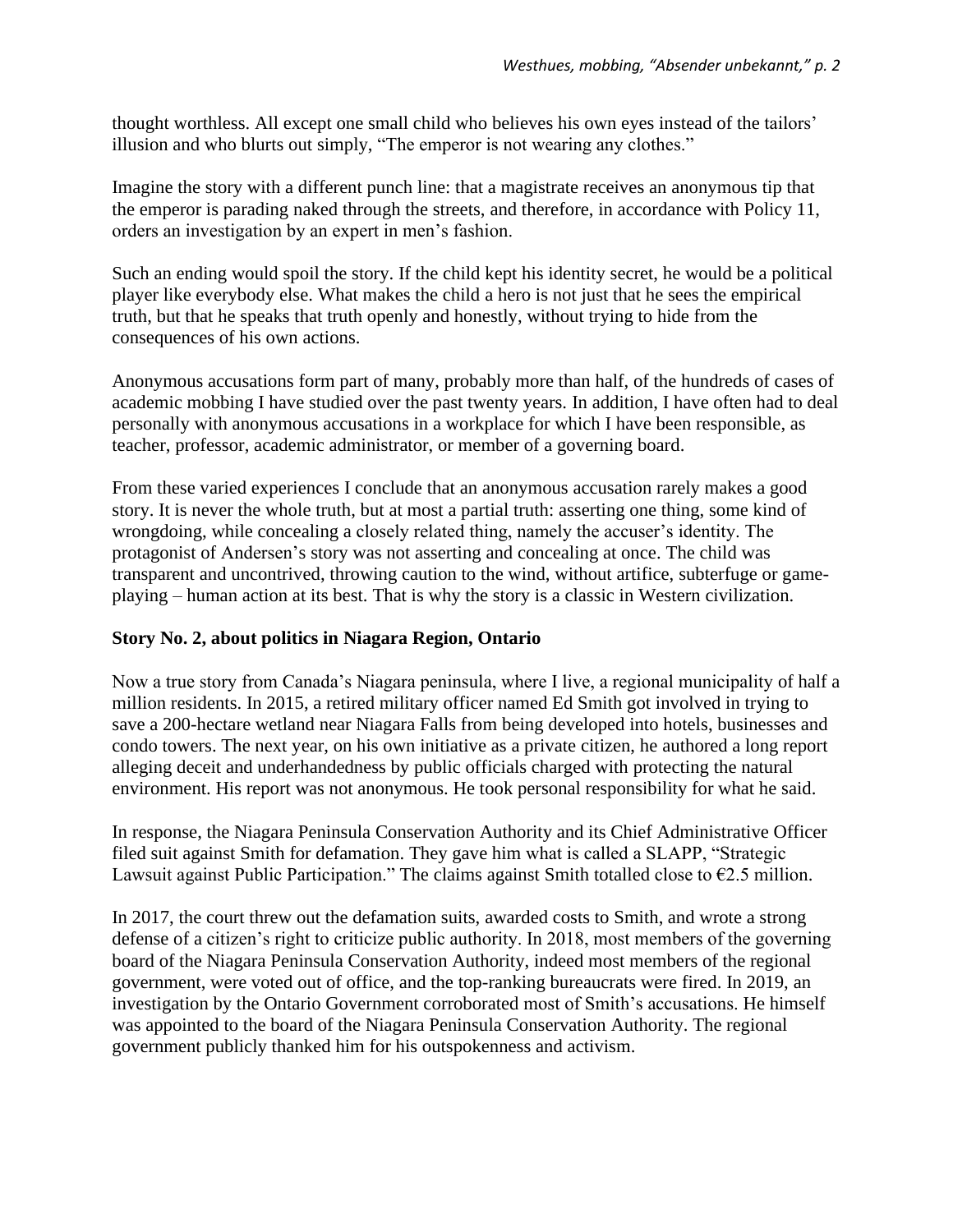thought worthless. All except one small child who believes his own eyes instead of the tailors' illusion and who blurts out simply, "The emperor is not wearing any clothes."

Imagine the story with a different punch line: that a magistrate receives an anonymous tip that the emperor is parading naked through the streets, and therefore, in accordance with Policy 11, orders an investigation by an expert in men's fashion.

Such an ending would spoil the story. If the child kept his identity secret, he would be a political player like everybody else. What makes the child a hero is not just that he sees the empirical truth, but that he speaks that truth openly and honestly, without trying to hide from the consequences of his own actions.

Anonymous accusations form part of many, probably more than half, of the hundreds of cases of academic mobbing I have studied over the past twenty years. In addition, I have often had to deal personally with anonymous accusations in a workplace for which I have been responsible, as teacher, professor, academic administrator, or member of a governing board.

From these varied experiences I conclude that an anonymous accusation rarely makes a good story. It is never the whole truth, but at most a partial truth: asserting one thing, some kind of wrongdoing, while concealing a closely related thing, namely the accuser's identity. The protagonist of Andersen's story was not asserting and concealing at once. The child was transparent and uncontrived, throwing caution to the wind, without artifice, subterfuge or game-playing – human action at its best. That is why the story is a classic in Western civilization.

**Story No. 2, about politics in Niagara Region, Ontario**

Now a true story from Canada's Niagara peninsula, where I live, a regional municipality of half a million residents. In 2015, a retired military officer named Ed Smith got involved in trying to save a 200-hectare wetland near Niagara Falls from being developed into hotels, businesses and condo towers. The next year, on his own initiative as a private citizen, he authored a long report alleging deceit and underhandedness by public officials charged with protecting the natural environment. His report was not anonymous. He took personal responsibility for what he said.

In response, the Niagara Peninsula Conservation Authority and its Chief Administrative Officer filed suit against Smith for defamation. They gave him what is called a SLAPP, "Strategic Lawsuit against Public Participation." The claims against Smith totalled close to €2.5 million.

In 2017, the court threw out the defamation suits, awarded costs to Smith, and wrote a strong defense of a citizen's right to criticize public authority. In 2018, most members of the governing board of the Niagara Peninsula Conservation Authority, indeed most members of the regional government, were voted out of office, and the top-ranking bureaucrats were fired. In 2019, an investigation by the Ontario Government corroborated most of Smith's accusations. He himself was appointed to the board of the Niagara Peninsula Conservation Authority. The regional government publicly thanked him for his outspokenness and activism.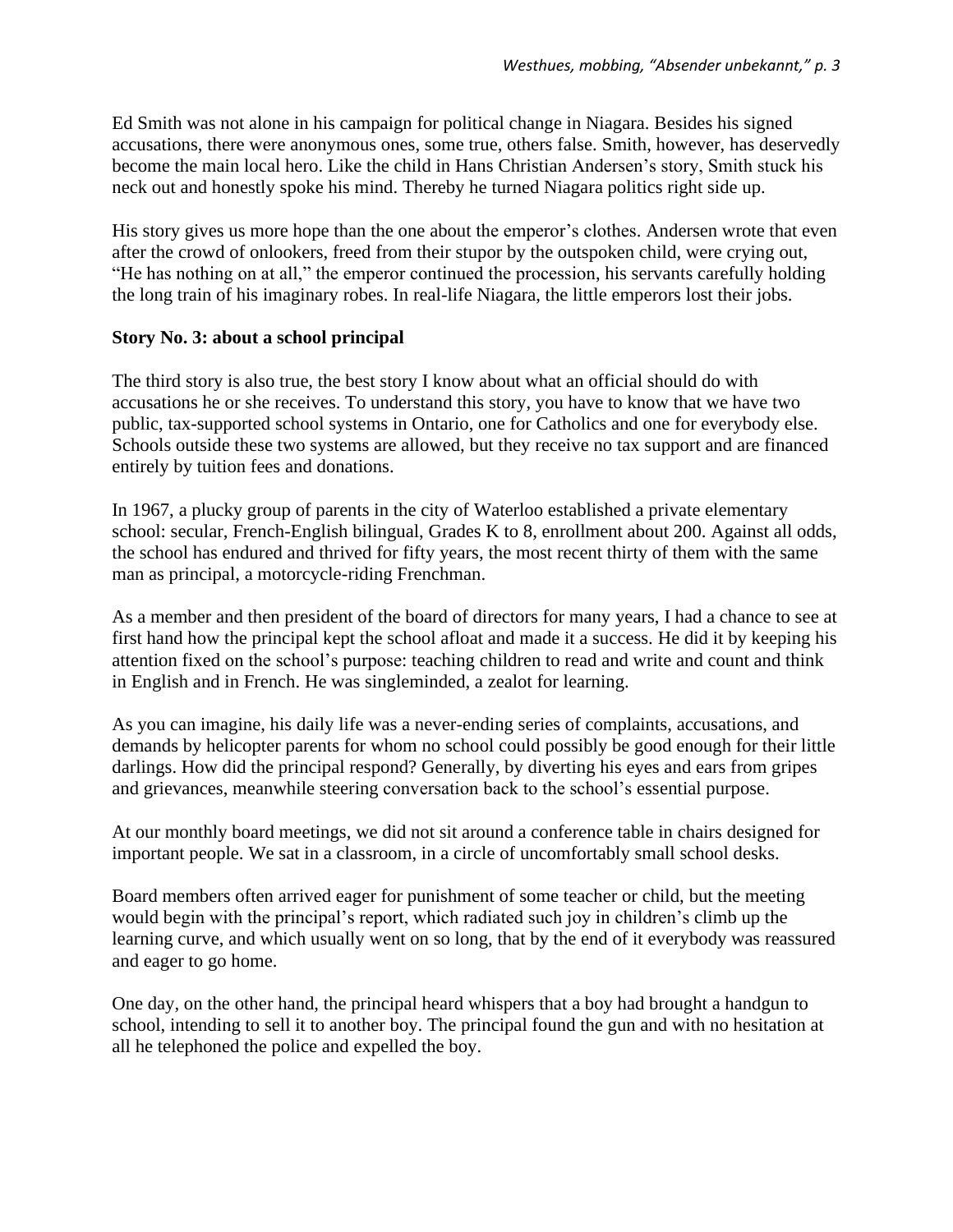Ed Smith was not alone in his campaign for political change in Niagara. Besides his signed accusations, there were anonymous ones, some true, others false. Smith, however, has deservedly become the main local hero. Like the child in Hans Christian Andersen's story, Smith stuck his neck out and honestly spoke his mind. Thereby he turned Niagara politics right side up.

His story gives us more hope than the one about the emperor's clothes. Andersen wrote that even after the crowd of onlookers, freed from their stupor by the outspoken child, were crying out, "He has nothing on at all," the emperor continued the procession, his servants carefully holding the long train of his imaginary robes. In real-life Niagara, the little emperors lost their jobs.

**Story No. 3: about a school principal**

The third story is also true, the best story I know about what an official should do with accusations he or she receives. To understand this story, you have to know that we have two public, tax-supported school systems in Ontario, one for Catholics and one for everybody else. Schools outside these two systems are allowed, but they receive no tax support and are financed entirely by tuition fees and donations.

In 1967, a plucky group of parents in the city of Waterloo established a private elementary school: secular, French-English bilingual, Grades K to 8, enrollment about 200. Against all odds, the school has endured and thrived for fifty years, the most recent thirty of them with the same man as principal, a motorcycle-riding Frenchman.

As a member and then president of the board of directors for many years, I had a chance to see at first hand how the principal kept the school afloat and made it a success. He did it by keeping his attention fixed on the school's purpose: teaching children to read and write and count and think in English and in French. He was singleminded, a zealot for learning.

As you can imagine, his daily life was a never-ending series of complaints, accusations, and demands by helicopter parents for whom no school could possibly be good enough for their little darlings. How did the principal respond? Generally, by diverting his eyes and ears from gripes and grievances, meanwhile steering conversation back to the school's essential purpose.

At our monthly board meetings, we did not sit around a conference table in chairs designed for important people. We sat in a classroom, in a circle of uncomfortably small school desks.

Board members often arrived eager for punishment of some teacher or child, but the meeting would begin with the principal's report, which radiated such joy in children's climb up the learning curve, and which usually went on so long, that by the end of it everybody was reassured and eager to go home.

One day, on the other hand, the principal heard whispers that a boy had brought a handgun to school, intending to sell it to another boy. The principal found the gun and with no hesitation at all he telephoned the police and expelled the boy.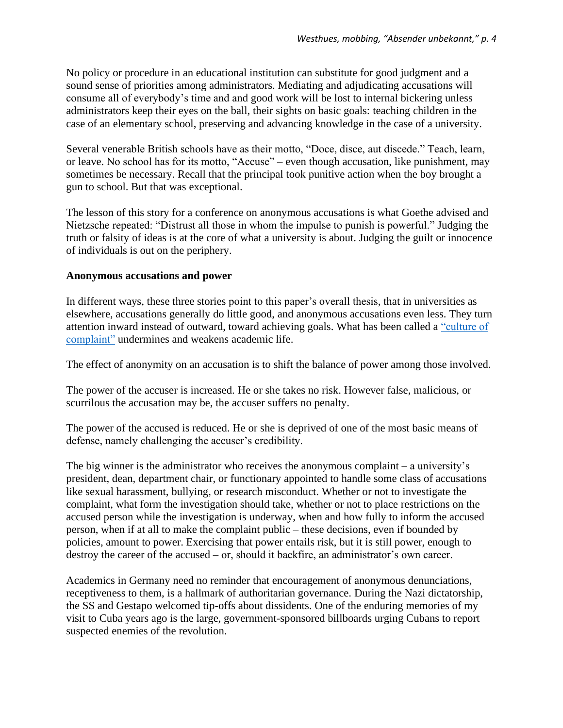No policy or procedure in an educational institution can substitute for good judgment and a sound sense of priorities among administrators. Mediating and adjudicating accusations will consume all of everybody's time and and good work will be lost to internal bickering unless administrators keep their eyes on the ball, their sights on basic goals: teaching children in the case of an elementary school, preserving and advancing knowledge in the case of a university.

Several venerable British schools have as their motto, "Doce, disce, aut discede." Teach, learn, or leave. No school has for its motto, "Accuse" – even though accusation, like punishment, may sometimes be necessary. Recall that the principal took punitive action when the boy brought a gun to school. But that was exceptional.

The lesson of this story for a conference on anonymous accusations is what Goethe advised and Nietzsche repeated: "Distrust all those in whom the impulse to punish is powerful." Judging the truth or falsity of ideas is at the core of what a university is about. Judging the guilt or innocence of individuals is out on the periphery.

**Anonymous accusations and power**

In different ways, these three stories point to this paper's overall thesis, that in universities as elsewhere, accusations generally do little good, and anonymous accusations even less. They turn attention inward instead of outward, toward achieving goals. What has been called a "culture of complaint" undermines and weakens academic life.

The effect of anonymity on an accusation is to shift the balance of power among those involved.

The power of the accuser is increased. He or she takes no risk. However false, malicious, or scurrilous the accusation may be, the accuser suffers no penalty.

The power of the accused is reduced. He or she is deprived of one of the most basic means of defense, namely challenging the accuser's credibility.

The big winner is the administrator who receives the anonymous complaint – a university's president, dean, department chair, or functionary appointed to handle some class of accusations like sexual harassment, bullying, or research misconduct. Whether or not to investigate the complaint, what form the investigation should take, whether or not to place restrictions on the accused person while the investigation is underway, when and how fully to inform the accused person, when if at all to make the complaint public – these decisions, even if bounded by policies, amount to power. Exercising that power entails risk, but it is still power, enough to destroy the career of the accused – or, should it backfire, an administrator's own career.

Academics in Germany need no reminder that encouragement of anonymous denunciations, receptiveness to them, is a hallmark of authoritarian governance. During the Nazi dictatorship, the SS and Gestapo welcomed tip-offs about dissidents. One of the enduring memories of my visit to Cuba years ago is the large, government-sponsored billboards urging Cubans to report suspected enemies of the revolution.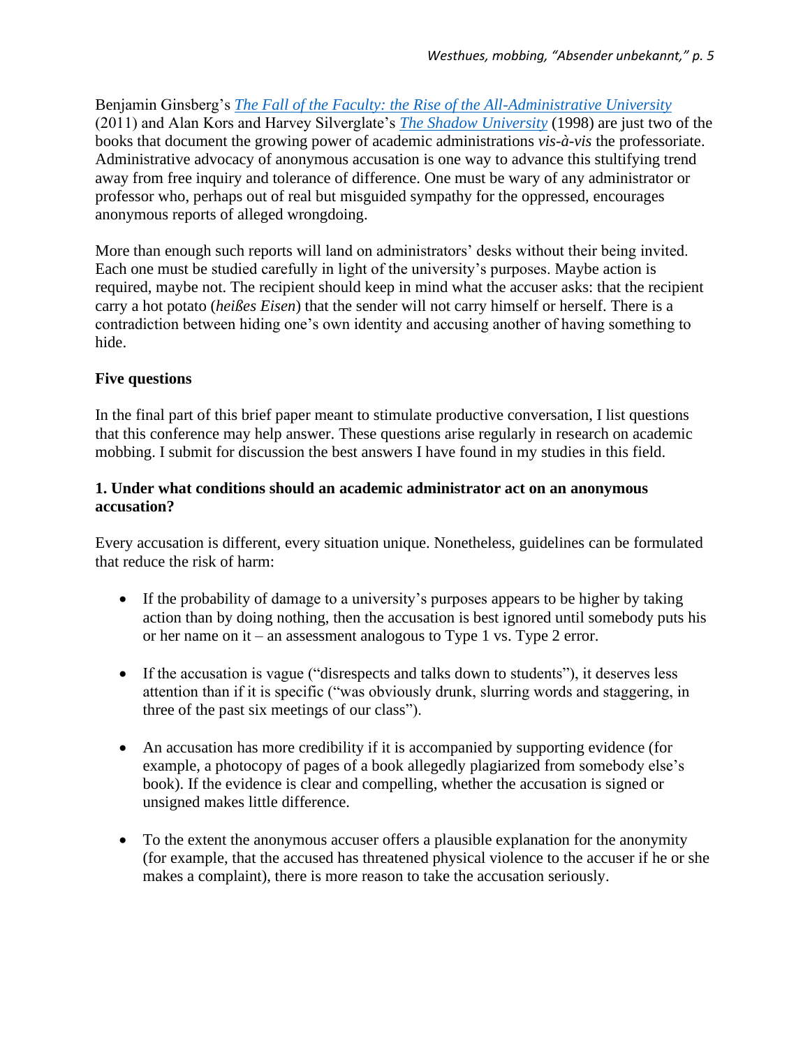Benjamin Ginsberg's *The Fall of the Faculty: the Rise of the All-Administrative University* (2011) and Alan Kors and Harvey Silverglate's *The Shadow University* (1998) are just two of the books that document the growing power of academic administrations *vis-à-vis* the professoriate. Administrative advocacy of anonymous accusation is one way to advance this stultifying trend away from free inquiry and tolerance of difference. One must be wary of any administrator or professor who, perhaps out of real but misguided sympathy for the oppressed, encourages anonymous reports of alleged wrongdoing.

More than enough such reports will land on administrators' desks without their being invited. Each one must be studied carefully in light of the university's purposes. Maybe action is required, maybe not. The recipient should keep in mind what the accuser asks: that the recipient carry a hot potato (*heißes Eisen*) that the sender will not carry himself or herself. There is a contradiction between hiding one's own identity and accusing another of having something to hide.

## Five questions

In the final part of this brief paper meant to stimulate productive conversation, I list questions that this conference may help answer. These questions arise regularly in research on academic mobbing. I submit for discussion the best answers I have found in my studies in this field.

### 1. Under what conditions should an academic administrator act on an anonymous accusation?

Every accusation is different, every situation unique. Nonetheless, guidelines can be formulated that reduce the risk of harm:

- If the probability of damage to a university's purposes appears to be higher by taking action than by doing nothing, then the accusation is best ignored until somebody puts his or her name on it – an assessment analogous to Type 1 vs. Type 2 error.
- If the accusation is vague ("disrespects and talks down to students"), it deserves less attention than if it is specific ("was obviously drunk, slurring words and staggering, in three of the past six meetings of our class").
- An accusation has more credibility if it is accompanied by supporting evidence (for example, a photocopy of pages of a book allegedly plagiarized from somebody else's book). If the evidence is clear and compelling, whether the accusation is signed or unsigned makes little difference.
- To the extent the anonymous accuser offers a plausible explanation for the anonymity (for example, that the accused has threatened physical violence to the accuser if he or she makes a complaint), there is more reason to take the accusation seriously.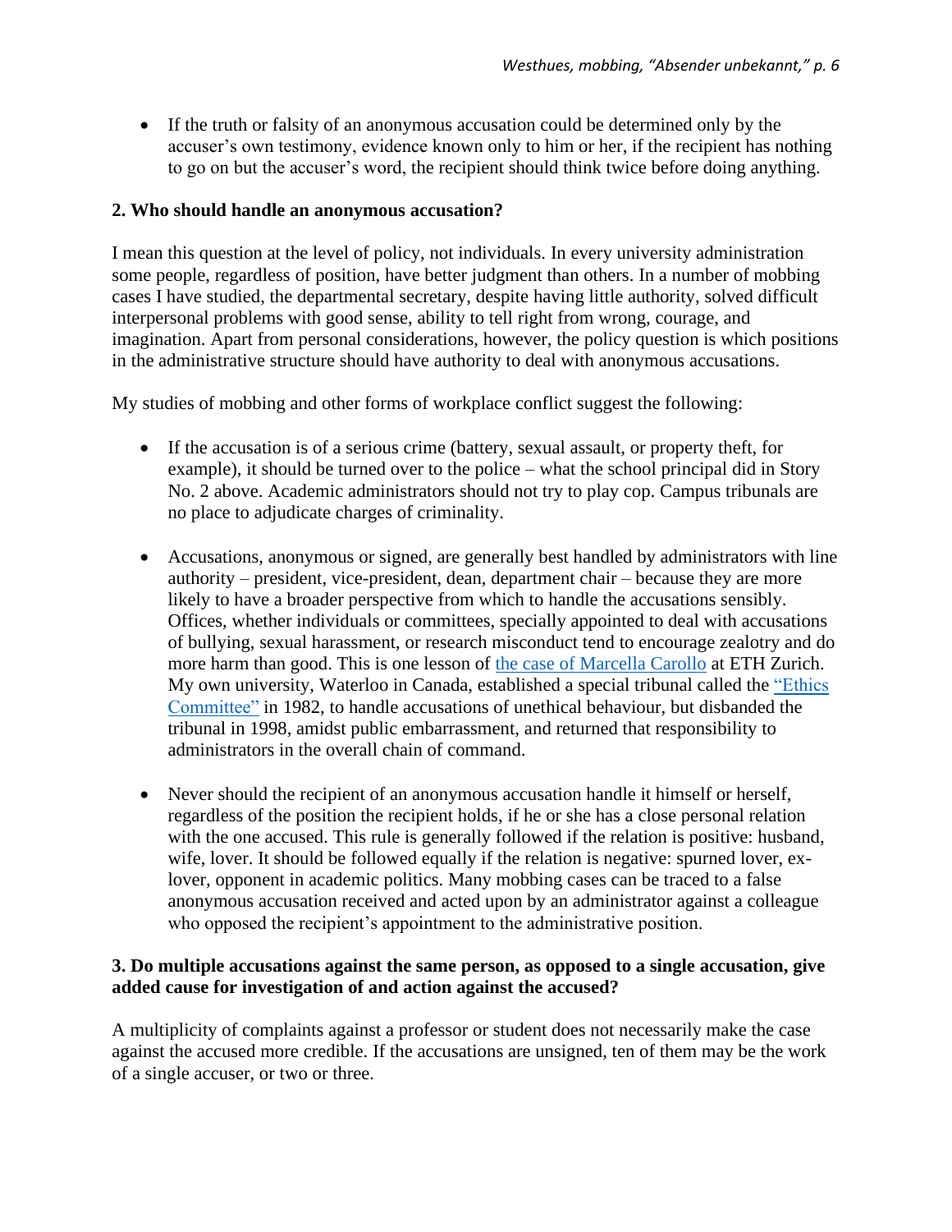- If the truth or falsity of an anonymous accusation could be determined only by the accuser's own testimony, evidence known only to him or her, if the recipient has nothing to go on but the accuser's word, the recipient should think twice before doing anything.

**2. Who should handle an anonymous accusation?**

I mean this question at the level of policy, not individuals. In every university administration some people, regardless of position, have better judgment than others. In a number of mobbing cases I have studied, the departmental secretary, despite having little authority, solved difficult interpersonal problems with good sense, ability to tell right from wrong, courage, and imagination. Apart from personal considerations, however, the policy question is which positions in the administrative structure should have authority to deal with anonymous accusations.

My studies of mobbing and other forms of workplace conflict suggest the following:

- If the accusation is of a serious crime (battery, sexual assault, or property theft, for example), it should be turned over to the police – what the school principal did in Story No. 2 above. Academic administrators should not try to play cop. Campus tribunals are no place to adjudicate charges of criminality.

- Accusations, anonymous or signed, are generally best handled by administrators with line authority – president, vice-president, dean, department chair – because they are more likely to have a broader perspective from which to handle the accusations sensibly. Offices, whether individuals or committees, specially appointed to deal with accusations of bullying, sexual harassment, or research misconduct tend to encourage zealotry and do more harm than good. This is one lesson of the case of Marcella Carollo at ETH Zurich. My own university, Waterloo in Canada, established a special tribunal called the "Ethics Committee" in 1982, to handle accusations of unethical behaviour, but disbanded the tribunal in 1998, amidst public embarrassment, and returned that responsibility to administrators in the overall chain of command.

- Never should the recipient of an anonymous accusation handle it himself or herself, regardless of the position the recipient holds, if he or she has a close personal relation with the one accused. This rule is generally followed if the relation is positive: husband, wife, lover. It should be followed equally if the relation is negative: spurned lover, ex-lover, opponent in academic politics. Many mobbing cases can be traced to a false anonymous accusation received and acted upon by an administrator against a colleague who opposed the recipient's appointment to the administrative position.

**3. Do multiple accusations against the same person, as opposed to a single accusation, give added cause for investigation of and action against the accused?**

A multiplicity of complaints against a professor or student does not necessarily make the case against the accused more credible. If the accusations are unsigned, ten of them may be the work of a single accuser, or two or three.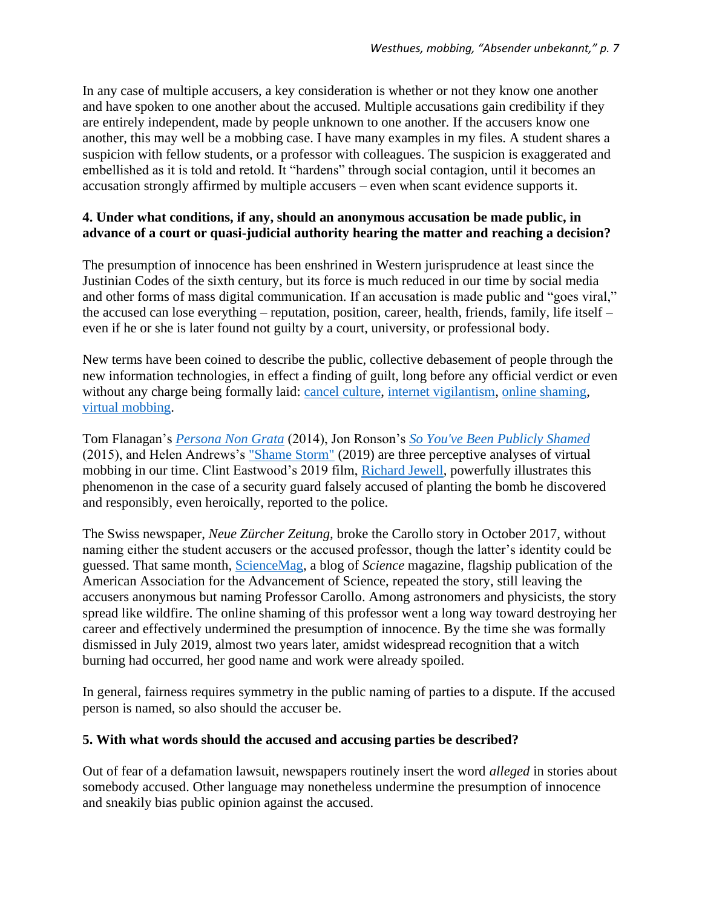In any case of multiple accusers, a key consideration is whether or not they know one another and have spoken to one another about the accused. Multiple accusations gain credibility if they are entirely independent, made by people unknown to one another. If the accusers know one another, this may well be a mobbing case. I have many examples in my files. A student shares a suspicion with fellow students, or a professor with colleagues. The suspicion is exaggerated and embellished as it is told and retold. It "hardens" through social contagion, until it becomes an accusation strongly affirmed by multiple accusers – even when scant evidence supports it.

**4. Under what conditions, if any, should an anonymous accusation be made public, in advance of a court or quasi-judicial authority hearing the matter and reaching a decision?**

The presumption of innocence has been enshrined in Western jurisprudence at least since the Justinian Codes of the sixth century, but its force is much reduced in our time by social media and other forms of mass digital communication. If an accusation is made public and "goes viral," the accused can lose everything – reputation, position, career, health, friends, family, life itself – even if he or she is later found not guilty by a court, university, or professional body.

New terms have been coined to describe the public, collective debasement of people through the new information technologies, in effect a finding of guilt, long before any official verdict or even without any charge being formally laid: cancel culture, internet vigilantism, online shaming, virtual mobbing.

Tom Flanagan's *Persona Non Grata* (2014), Jon Ronson's *So You've Been Publicly Shamed* (2015), and Helen Andrews's "Shame Storm" (2019) are three perceptive analyses of virtual mobbing in our time. Clint Eastwood's 2019 film, Richard Jewell, powerfully illustrates this phenomenon in the case of a security guard falsely accused of planting the bomb he discovered and responsibly, even heroically, reported to the police.

The Swiss newspaper, *Neue Zürcher Zeitung*, broke the Carollo story in October 2017, without naming either the student accusers or the accused professor, though the latter's identity could be guessed. That same month, ScienceMag, a blog of *Science* magazine, flagship publication of the American Association for the Advancement of Science, repeated the story, still leaving the accusers anonymous but naming Professor Carollo. Among astronomers and physicists, the story spread like wildfire. The online shaming of this professor went a long way toward destroying her career and effectively undermined the presumption of innocence. By the time she was formally dismissed in July 2019, almost two years later, amidst widespread recognition that a witch burning had occurred, her good name and work were already spoiled.

In general, fairness requires symmetry in the public naming of parties to a dispute. If the accused person is named, so also should the accuser be.

**5. With what words should the accused and accusing parties be described?**

Out of fear of a defamation lawsuit, newspapers routinely insert the word *alleged* in stories about somebody accused. Other language may nonetheless undermine the presumption of innocence and sneakily bias public opinion against the accused.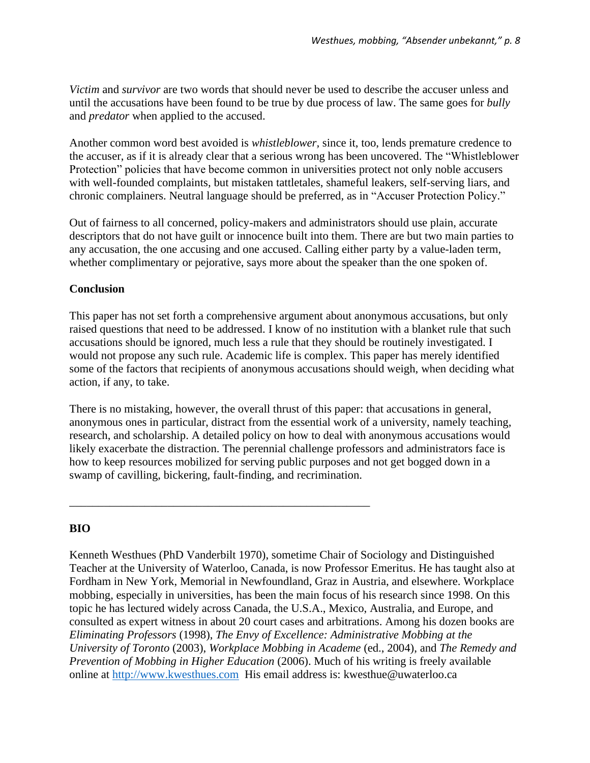*Victim* and *survivor* are two words that should never be used to describe the accuser unless and until the accusations have been found to be true by due process of law. The same goes for *bully* and *predator* when applied to the accused.

Another common word best avoided is *whistleblower*, since it, too, lends premature credence to the accuser, as if it is already clear that a serious wrong has been uncovered. The "Whistleblower Protection" policies that have become common in universities protect not only noble accusers with well-founded complaints, but mistaken tattletales, shameful leakers, self-serving liars, and chronic complainers. Neutral language should be preferred, as in "Accuser Protection Policy."

Out of fairness to all concerned, policy-makers and administrators should use plain, accurate descriptors that do not have guilt or innocence built into them. There are but two main parties to any accusation, the one accusing and one accused. Calling either party by a value-laden term, whether complimentary or pejorative, says more about the speaker than the one spoken of.

**Conclusion**

This paper has not set forth a comprehensive argument about anonymous accusations, but only raised questions that need to be addressed. I know of no institution with a blanket rule that such accusations should be ignored, much less a rule that they should be routinely investigated. I would not propose any such rule. Academic life is complex. This paper has merely identified some of the factors that recipients of anonymous accusations should weigh, when deciding what action, if any, to take.

There is no mistaking, however, the overall thrust of this paper: that accusations in general, anonymous ones in particular, distract from the essential work of a university, namely teaching, research, and scholarship. A detailed policy on how to deal with anonymous accusations would likely exacerbate the distraction. The perennial challenge professors and administrators face is how to keep resources mobilized for serving public purposes and not get bogged down in a swamp of cavilling, bickering, fault-finding, and recrimination.

---

**BIO**

Kenneth Westhues (PhD Vanderbilt 1970), sometime Chair of Sociology and Distinguished Teacher at the University of Waterloo, Canada, is now Professor Emeritus. He has taught also at Fordham in New York, Memorial in Newfoundland, Graz in Austria, and elsewhere. Workplace mobbing, especially in universities, has been the main focus of his research since 1998. On this topic he has lectured widely across Canada, the U.S.A., Mexico, Australia, and Europe, and consulted as expert witness in about 20 court cases and arbitrations. Among his dozen books are *Eliminating Professors* (1998), *The Envy of Excellence: Administrative Mobbing at the University of Toronto* (2003), *Workplace Mobbing in Academe* (ed., 2004), and *The Remedy and Prevention of Mobbing in Higher Education* (2006). Much of his writing is freely available online at http://www.kwesthues.com His email address is: kwesthue@uwaterloo.ca